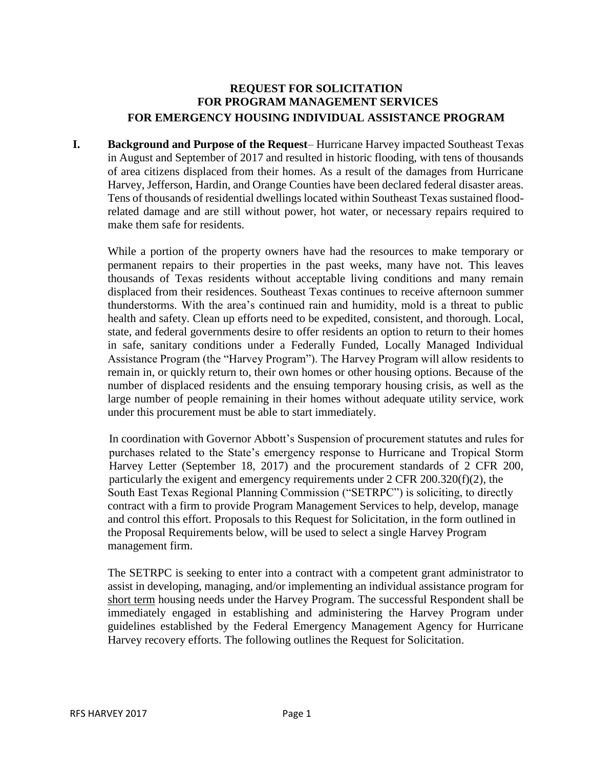# REQUEST FOR SOLICITATION FOR PROGRAM MANAGEMENT SERVICES FOR EMERGENCY HOUSING INDIVIDUAL ASSISTANCE PROGRAM

**I. Background and Purpose of the Request**– Hurricane Harvey impacted Southeast Texas in August and September of 2017 and resulted in historic flooding, with tens of thousands of area citizens displaced from their homes. As a result of the damages from Hurricane Harvey, Jefferson, Hardin, and Orange Counties have been declared federal disaster areas. Tens of thousands of residential dwellings located within Southeast Texas sustained flood-related damage and are still without power, hot water, or necessary repairs required to make them safe for residents.

While a portion of the property owners have had the resources to make temporary or permanent repairs to their properties in the past weeks, many have not. This leaves thousands of Texas residents without acceptable living conditions and many remain displaced from their residences. Southeast Texas continues to receive afternoon summer thunderstorms. With the area's continued rain and humidity, mold is a threat to public health and safety. Clean up efforts need to be expedited, consistent, and thorough. Local, state, and federal governments desire to offer residents an option to return to their homes in safe, sanitary conditions under a Federally Funded, Locally Managed Individual Assistance Program (the "Harvey Program"). The Harvey Program will allow residents to remain in, or quickly return to, their own homes or other housing options. Because of the number of displaced residents and the ensuing temporary housing crisis, as well as the large number of people remaining in their homes without adequate utility service, work under this procurement must be able to start immediately.

In coordination with Governor Abbott's Suspension of procurement statutes and rules for purchases related to the State's emergency response to Hurricane and Tropical Storm Harvey Letter (September 18, 2017) and the procurement standards of 2 CFR 200, particularly the exigent and emergency requirements under 2 CFR 200.320(f)(2), the South East Texas Regional Planning Commission ("SETRPC") is soliciting, to directly contract with a firm to provide Program Management Services to help, develop, manage and control this effort. Proposals to this Request for Solicitation, in the form outlined in the Proposal Requirements below, will be used to select a single Harvey Program management firm.

The SETRPC is seeking to enter into a contract with a competent grant administrator to assist in developing, managing, and/or implementing an individual assistance program for short term housing needs under the Harvey Program. The successful Respondent shall be immediately engaged in establishing and administering the Harvey Program under guidelines established by the Federal Emergency Management Agency for Hurricane Harvey recovery efforts. The following outlines the Request for Solicitation.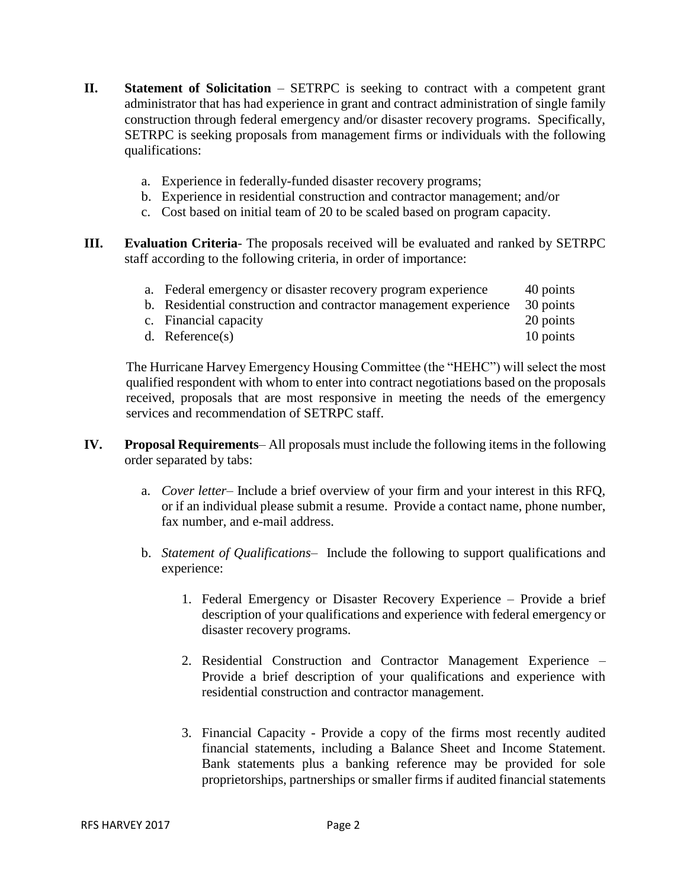**II. Statement of Solicitation** – SETRPC is seeking to contract with a competent grant administrator that has had experience in grant and contract administration of single family construction through federal emergency and/or disaster recovery programs. Specifically, SETRPC is seeking proposals from management firms or individuals with the following qualifications:

a. Experience in federally-funded disaster recovery programs;
b. Experience in residential construction and contractor management; and/or
c. Cost based on initial team of 20 to be scaled based on program capacity.

**III. Evaluation Criteria**- The proposals received will be evaluated and ranked by SETRPC staff according to the following criteria, in order of importance:

| | |
|---|---|
| a. Federal emergency or disaster recovery program experience | 40 points |
| b. Residential construction and contractor management experience | 30 points |
| c. Financial capacity | 20 points |
| d. Reference(s) | 10 points |

The Hurricane Harvey Emergency Housing Committee (the "HEHC") will select the most qualified respondent with whom to enter into contract negotiations based on the proposals received, proposals that are most responsive in meeting the needs of the emergency services and recommendation of SETRPC staff.

**IV. Proposal Requirements**– All proposals must include the following items in the following order separated by tabs:

a. *Cover letter*– Include a brief overview of your firm and your interest in this RFQ, or if an individual please submit a resume. Provide a contact name, phone number, fax number, and e-mail address.

b. *Statement of Qualifications*– Include the following to support qualifications and experience:

1. Federal Emergency or Disaster Recovery Experience – Provide a brief description of your qualifications and experience with federal emergency or disaster recovery programs.

2. Residential Construction and Contractor Management Experience – Provide a brief description of your qualifications and experience with residential construction and contractor management.

3. Financial Capacity - Provide a copy of the firms most recently audited financial statements, including a Balance Sheet and Income Statement. Bank statements plus a banking reference may be provided for sole proprietorships, partnerships or smaller firms if audited financial statements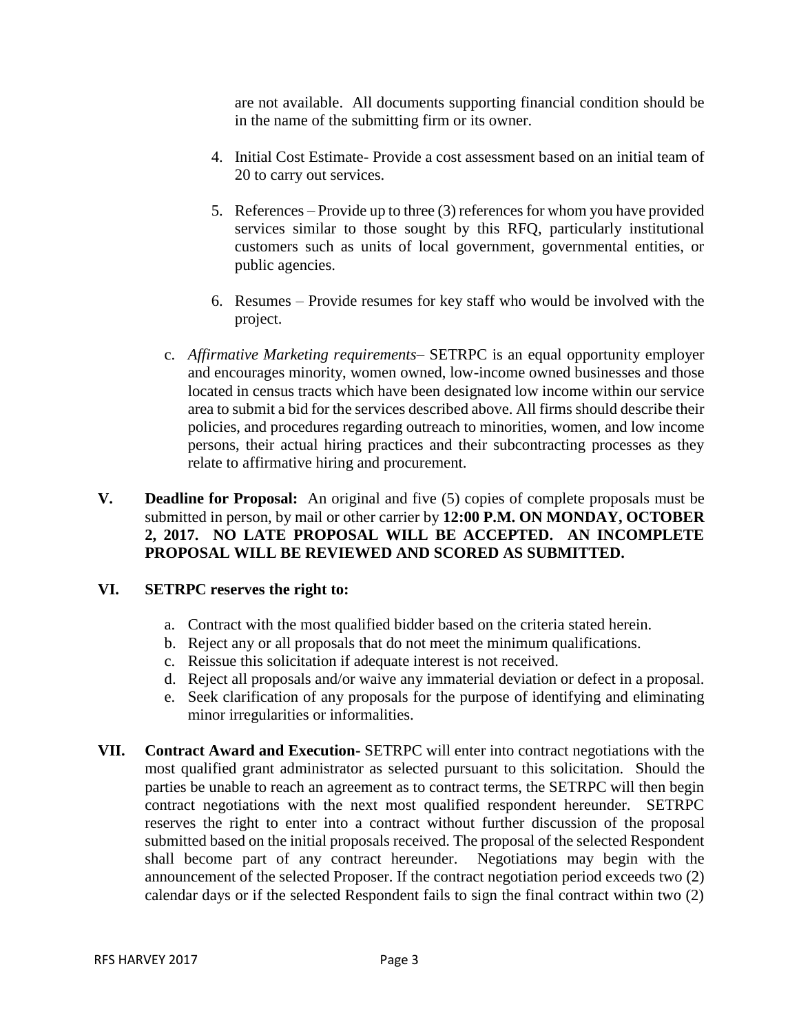are not available. All documents supporting financial condition should be in the name of the submitting firm or its owner.

4. Initial Cost Estimate- Provide a cost assessment based on an initial team of 20 to carry out services.

5. References – Provide up to three (3) references for whom you have provided services similar to those sought by this RFQ, particularly institutional customers such as units of local government, governmental entities, or public agencies.

6. Resumes – Provide resumes for key staff who would be involved with the project.

c. *Affirmative Marketing requirements*– SETRPC is an equal opportunity employer and encourages minority, women owned, low-income owned businesses and those located in census tracts which have been designated low income within our service area to submit a bid for the services described above. All firms should describe their policies, and procedures regarding outreach to minorities, women, and low income persons, their actual hiring practices and their subcontracting processes as they relate to affirmative hiring and procurement.

**V. Deadline for Proposal:** An original and five (5) copies of complete proposals must be submitted in person, by mail or other carrier by **12:00 P.M. ON MONDAY, OCTOBER 2, 2017. NO LATE PROPOSAL WILL BE ACCEPTED. AN INCOMPLETE PROPOSAL WILL BE REVIEWED AND SCORED AS SUBMITTED.**

**VI. SETRPC reserves the right to:**

a. Contract with the most qualified bidder based on the criteria stated herein.
b. Reject any or all proposals that do not meet the minimum qualifications.
c. Reissue this solicitation if adequate interest is not received.
d. Reject all proposals and/or waive any immaterial deviation or defect in a proposal.
e. Seek clarification of any proposals for the purpose of identifying and eliminating minor irregularities or informalities.

**VII. Contract Award and Execution-** SETRPC will enter into contract negotiations with the most qualified grant administrator as selected pursuant to this solicitation. Should the parties be unable to reach an agreement as to contract terms, the SETRPC will then begin contract negotiations with the next most qualified respondent hereunder. SETRPC reserves the right to enter into a contract without further discussion of the proposal submitted based on the initial proposals received. The proposal of the selected Respondent shall become part of any contract hereunder. Negotiations may begin with the announcement of the selected Proposer. If the contract negotiation period exceeds two (2) calendar days or if the selected Respondent fails to sign the final contract within two (2)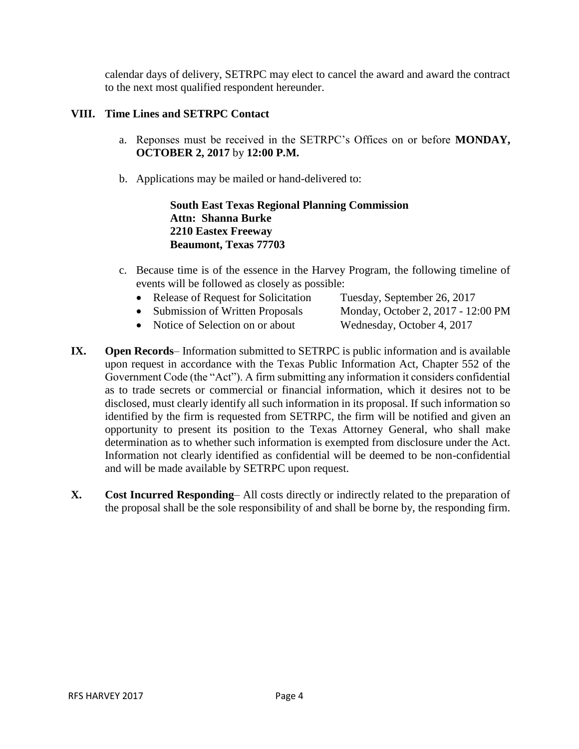calendar days of delivery, SETRPC may elect to cancel the award and award the contract to the next most qualified respondent hereunder.

## VIII. Time Lines and SETRPC Contact

a. Reponses must be received in the SETRPC's Offices on or before **MONDAY, OCTOBER 2, 2017** by **12:00 P.M.**

b. Applications may be mailed or hand-delivered to:

> **South East Texas Regional Planning Commission**
> **Attn: Shanna Burke**
> **2210 Eastex Freeway**
> **Beaumont, Texas 77703**

c. Because time is of the essence in the Harvey Program, the following timeline of events will be followed as closely as possible:

- Release of Request for Solicitation — Tuesday, September 26, 2017
- Submission of Written Proposals — Monday, October 2, 2017 - 12:00 PM
- Notice of Selection on or about — Wednesday, October 4, 2017

**IX. Open Records**– Information submitted to SETRPC is public information and is available upon request in accordance with the Texas Public Information Act, Chapter 552 of the Government Code (the "Act"). A firm submitting any information it considers confidential as to trade secrets or commercial or financial information, which it desires not to be disclosed, must clearly identify all such information in its proposal. If such information so identified by the firm is requested from SETRPC, the firm will be notified and given an opportunity to present its position to the Texas Attorney General, who shall make determination as to whether such information is exempted from disclosure under the Act. Information not clearly identified as confidential will be deemed to be non-confidential and will be made available by SETRPC upon request.

**X. Cost Incurred Responding**– All costs directly or indirectly related to the preparation of the proposal shall be the sole responsibility of and shall be borne by, the responding firm.